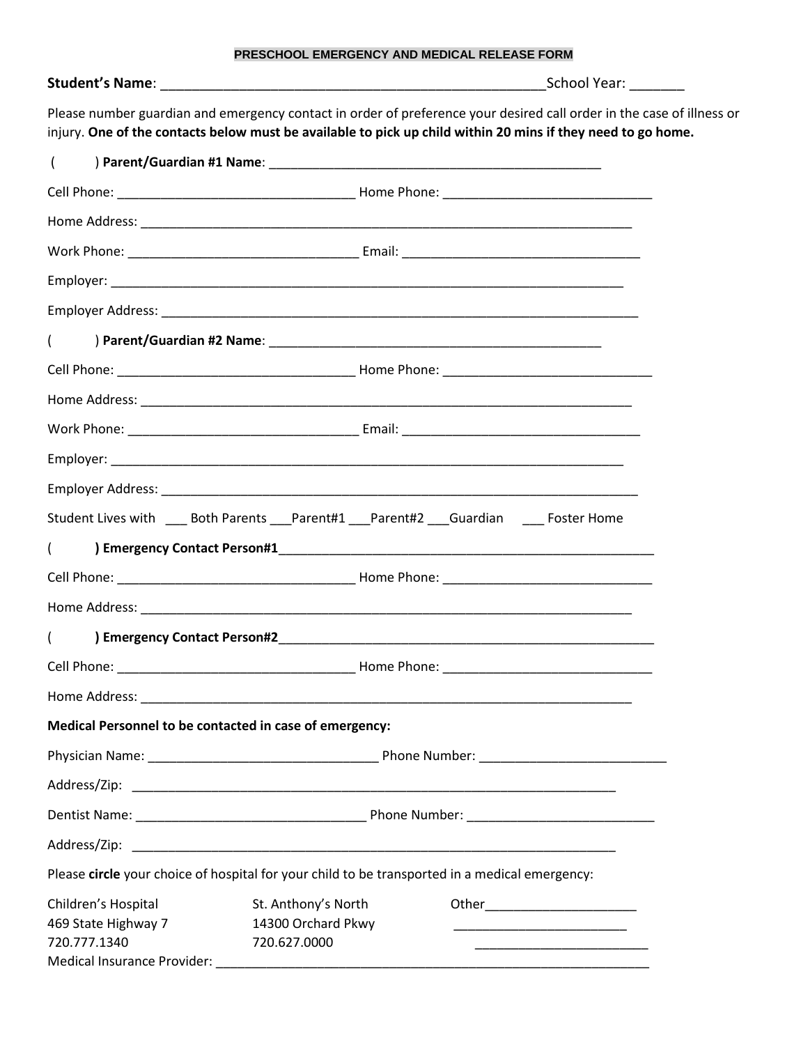# PRESCHOOL EMERGENCY AND MEDICAL RELEASE FORM

**Student's Name**: ____________________________________________________School Year: _______

Please number guardian and emergency contact in order of preference your desired call order in the case of illness or injury. **One of the contacts below must be available to pick up child within 20 mins if they need to go home.**

(          ) **Parent/Guardian #1 Name**: _______________________________________________

Cell Phone: _________________________________ Home Phone: _____________________________

Home Address: _______________________________________________________________________

Work Phone: ________________________________ Email: _________________________________

Employer: ___________________________________________________________________________

Employer Address: ____________________________________________________________________

(          ) **Parent/Guardian #2 Name**: _______________________________________________

Cell Phone: _________________________________ Home Phone: _____________________________

Home Address: _______________________________________________________________________

Work Phone: ________________________________ Email: _________________________________

Employer: ___________________________________________________________________________

Employer Address: ____________________________________________________________________

Student Lives with ___ Both Parents ___Parent#1 ___Parent#2 ___Guardian ___ Foster Home

(          **) Emergency Contact Person#1**_______________________________________________________

Cell Phone: _________________________________ Home Phone: _____________________________

Home Address: _______________________________________________________________________

(          **) Emergency Contact Person#2**_______________________________________________________

Cell Phone: _________________________________ Home Phone: _____________________________

Home Address: _______________________________________________________________________

**Medical Personnel to be contacted in case of emergency:**

Physician Name: ________________________________ Phone Number: __________________________

Address/Zip: ______________________________________________________________________

Dentist Name: ________________________________ Phone Number: __________________________

Address/Zip: ______________________________________________________________________

Please **circle** your choice of hospital for your child to be transported in a medical emergency:

| Children's Hospital | St. Anthony's North | Other_____________________ |
|---|---|---|
| 469 State Highway 7 | 14300 Orchard Pkwy | ________________________ |
| 720.777.1340 | 720.627.0000 | ________________________ |

Medical Insurance Provider: _____________________________________________________________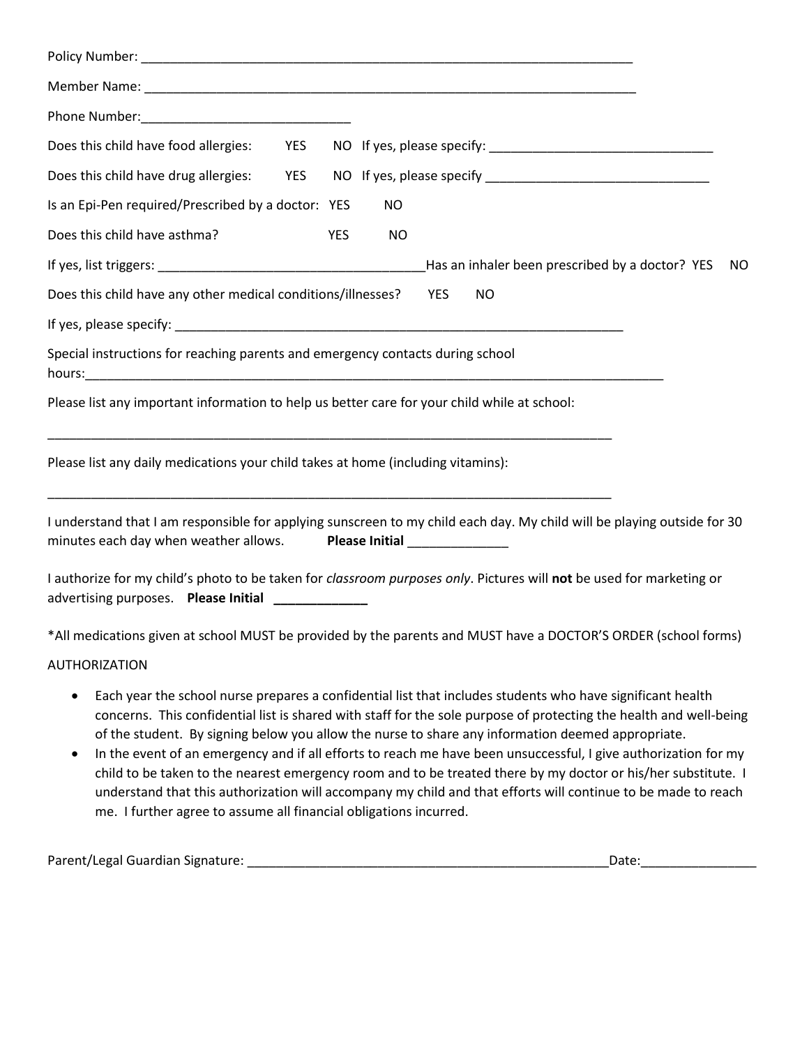Policy Number: ______________________________________________________________________

Member Name: ______________________________________________________________________

Phone Number:_____________________________

Does this child have food allergies: YES NO If yes, please specify: _______________________________

Does this child have drug allergies: YES NO If yes, please specify _______________________________

Is an Epi-Pen required/Prescribed by a doctor: YES NO

Does this child have asthma? YES NO

If yes, list triggers: ____________________________________Has an inhaler been prescribed by a doctor? YES NO

Does this child have any other medical conditions/illnesses? YES NO

If yes, please specify: ______________________________________________________________

Special instructions for reaching parents and emergency contacts during school hours:________________________________________________________________________________

Please list any important information to help us better care for your child while at school:

________________________________________________________________________________

Please list any daily medications your child takes at home (including vitamins):

________________________________________________________________________________

I understand that I am responsible for applying sunscreen to my child each day. My child will be playing outside for 30 minutes each day when weather allows. **Please Initial** ______________

I authorize for my child's photo to be taken for *classroom purposes only*. Pictures will **not** be used for marketing or advertising purposes. **Please Initial _____________**

*All medications given at school MUST be provided by the parents and MUST have a DOCTOR'S ORDER (school forms)

AUTHORIZATION

- Each year the school nurse prepares a confidential list that includes students who have significant health concerns. This confidential list is shared with staff for the sole purpose of protecting the health and well-being of the student. By signing below you allow the nurse to share any information deemed appropriate.
- In the event of an emergency and if all efforts to reach me have been unsuccessful, I give authorization for my child to be taken to the nearest emergency room and to be treated there by my doctor or his/her substitute. I understand that this authorization will accompany my child and that efforts will continue to be made to reach me. I further agree to assume all financial obligations incurred.

Parent/Legal Guardian Signature: ____________________________________________________Date:________________